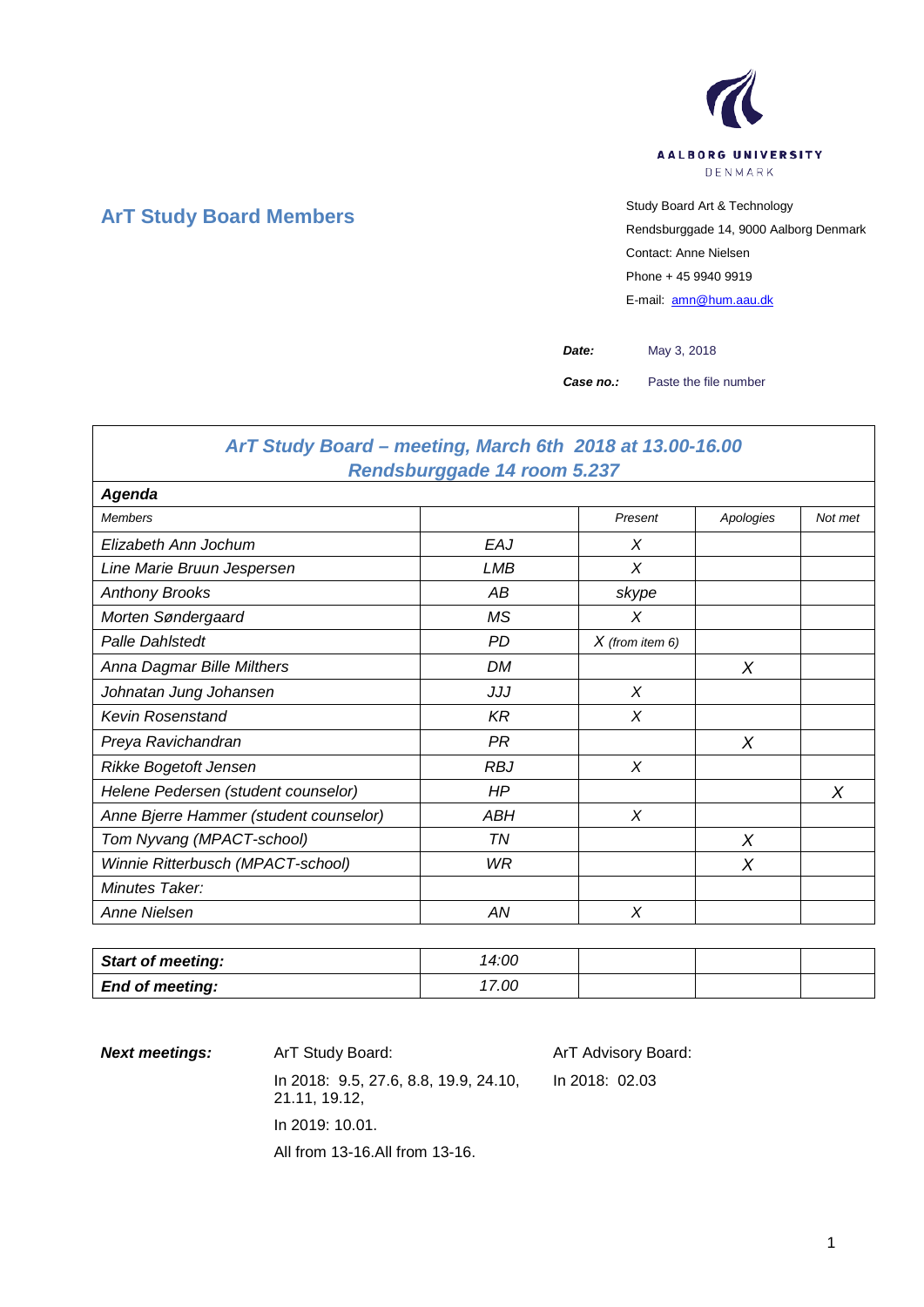AALBORG UNIVERSITY
DENMARK

## ArT Study Board Members

Study Board Art & Technology
Rendsburggade 14, 9000 Aalborg Denmark
Contact: Anne Nielsen
Phone + 45 9940 9919
E-mail: amn@hum.aau.dk

***Date:*** May 3, 2018

***Case no.:*** Paste the file number

### *ArT Study Board – meeting, March 6th 2018 at 13.00-16.00*
### *Rendsburggade 14 room 5.237*

| ***Agenda*** | | | | |
|---|---|---|---|---|
| *Members* | | *Present* | *Apologies* | *Not met* |
| *Elizabeth Ann Jochum* | *EAJ* | *X* | | |
| *Line Marie Bruun Jespersen* | *LMB* | *X* | | |
| *Anthony Brooks* | *AB* | *skype* | | |
| *Morten Søndergaard* | *MS* | *X* | | |
| *Palle Dahlstedt* | *PD* | *X (from item 6)* | | |
| *Anna Dagmar Bille Milthers* | *DM* | | *X* | |
| *Johnatan Jung Johansen* | *JJJ* | *X* | | |
| *Kevin Rosenstand* | *KR* | *X* | | |
| *Preya Ravichandran* | *PR* | | *X* | |
| *Rikke Bogetoft Jensen* | *RBJ* | *X* | | |
| *Helene Pedersen (student counselor)* | *HP* | | | *X* |
| *Anne Bjerre Hammer (student counselor)* | *ABH* | *X* | | |
| *Tom Nyvang (MPACT-school)* | *TN* | | *X* | |
| *Winnie Ritterbusch (MPACT-school)* | *WR* | | *X* | |
| *Minutes Taker:* | | | | |
| *Anne Nielsen* | *AN* | *X* | | |

| ***Start of meeting:*** | *14:00* | | | |
|---|---|---|---|---|
| ***End of meeting:*** | *17.00* | | | |

***Next meetings:***

ArT Study Board:

In 2018: 9.5, 27.6, 8.8, 19.9, 24.10, 21.11, 19.12,

In 2019: 10.01.

All from 13-16.All from 13-16.

ArT Advisory Board:

In 2018: 02.03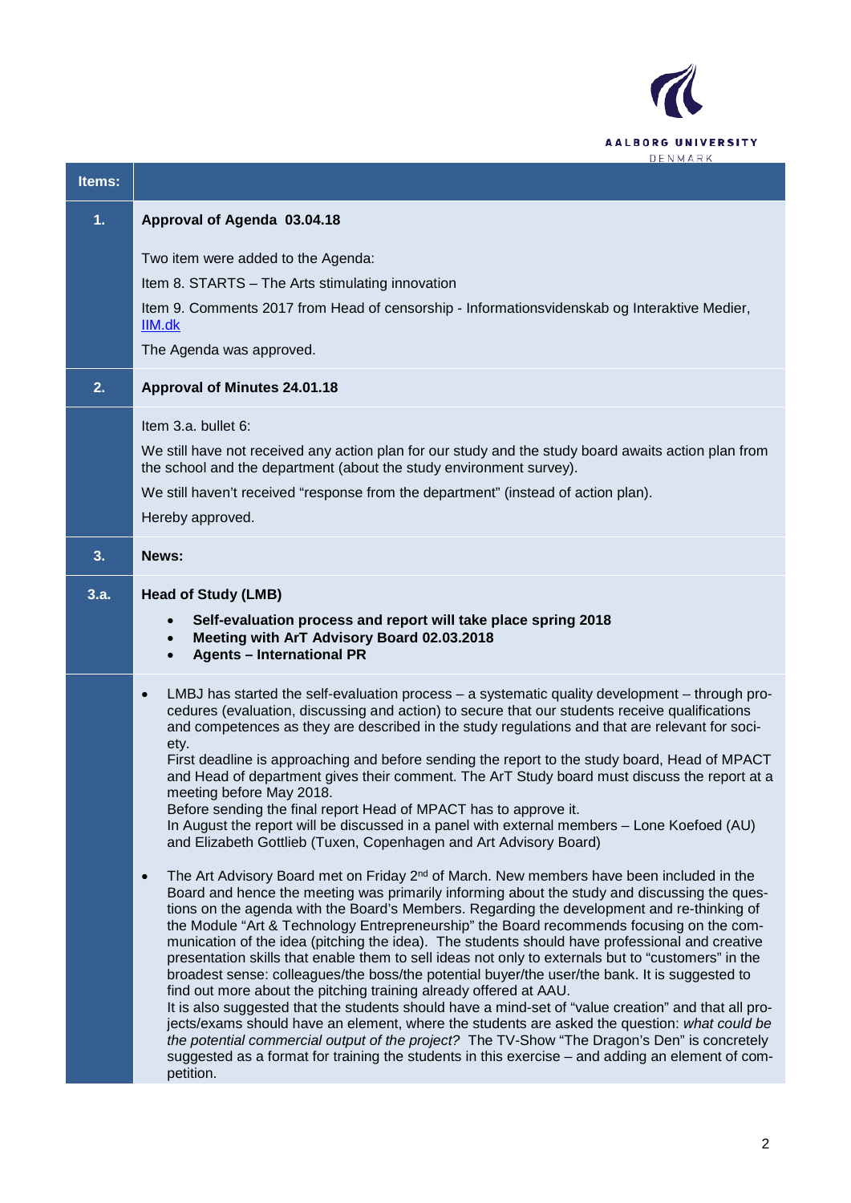| Items: | |
|---|---|
| **1.** | **Approval of Agenda 03.04.18**<br><br>Two item were added to the Agenda:<br>Item 8. STARTS – The Arts stimulating innovation<br>Item 9. Comments 2017 from Head of censorship - Informationsvidenskab og Interaktive Medier, IIM.dk<br>The Agenda was approved. |
| **2.** | **Approval of Minutes 24.01.18** |
| | Item 3.a. bullet 6:<br>We still have not received any action plan for our study and the study board awaits action plan from the school and the department (about the study environment survey).<br>We still haven't received "response from the department" (instead of action plan).<br>Hereby approved. |
| **3.** | **News:** |
| **3.a.** | **Head of Study (LMB)**<br>• **Self-evaluation process and report will take place spring 2018**<br>• **Meeting with ArT Advisory Board 02.03.2018**<br>• **Agents – International PR** |
| | • LMBJ has started the self-evaluation process – a systematic quality development – through procedures (evaluation, discussing and action) to secure that our students receive qualifications and competences as they are described in the study regulations and that are relevant for society.<br>First deadline is approaching and before sending the report to the study board, Head of MPACT and Head of department gives their comment. The ArT Study board must discuss the report at a meeting before May 2018.<br>Before sending the final report Head of MPACT has to approve it.<br>In August the report will be discussed in a panel with external members – Lone Koefoed (AU) and Elizabeth Gottlieb (Tuxen, Copenhagen and Art Advisory Board)<br><br>• The Art Advisory Board met on Friday 2nd of March. New members have been included in the Board and hence the meeting was primarily informing about the study and discussing the questions on the agenda with the Board's Members. Regarding the development and re-thinking of the Module "Art & Technology Entrepreneurship" the Board recommends focusing on the communication of the idea (pitching the idea). The students should have professional and creative presentation skills that enable them to sell ideas not only to externals but to "customers" in the broadest sense: colleagues/the boss/the potential buyer/the user/the bank. It is suggested to find out more about the pitching training already offered at AAU.<br>It is also suggested that the students should have a mind-set of "value creation" and that all projects/exams should have an element, where the students are asked the question: *what could be the potential commercial output of the project?* The TV-Show "The Dragon's Den" is concretely suggested as a format for training the students in this exercise – and adding an element of competition. |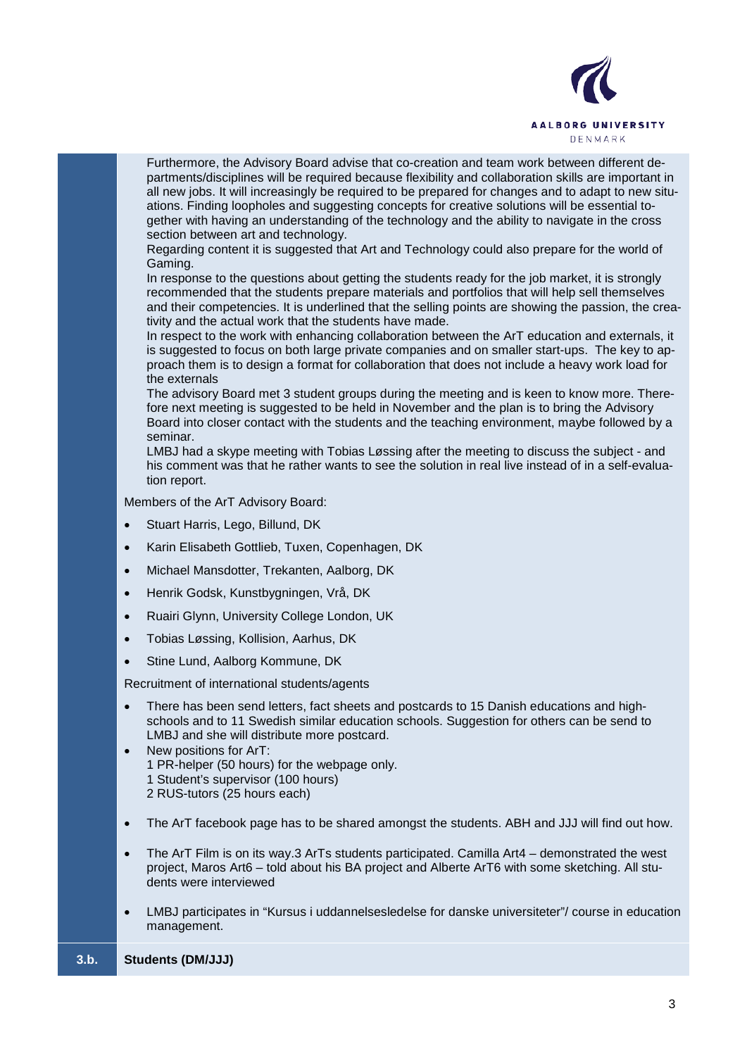Furthermore, the Advisory Board advise that co-creation and team work between different departments/disciplines will be required because flexibility and collaboration skills are important in all new jobs. It will increasingly be required to be prepared for changes and to adapt to new situations. Finding loopholes and suggesting concepts for creative solutions will be essential together with having an understanding of the technology and the ability to navigate in the cross section between art and technology.
Regarding content it is suggested that Art and Technology could also prepare for the world of Gaming.
In response to the questions about getting the students ready for the job market, it is strongly recommended that the students prepare materials and portfolios that will help sell themselves and their competencies. It is underlined that the selling points are showing the passion, the creativity and the actual work that the students have made.
In respect to the work with enhancing collaboration between the ArT education and externals, it is suggested to focus on both large private companies and on smaller start-ups. The key to approach them is to design a format for collaboration that does not include a heavy work load for the externals
The advisory Board met 3 student groups during the meeting and is keen to know more. Therefore next meeting is suggested to be held in November and the plan is to bring the Advisory Board into closer contact with the students and the teaching environment, maybe followed by a seminar.
LMBJ had a skype meeting with Tobias Løssing after the meeting to discuss the subject - and his comment was that he rather wants to see the solution in real live instead of in a self-evaluation report.

Members of the ArT Advisory Board:

- Stuart Harris, Lego, Billund, DK
- Karin Elisabeth Gottlieb, Tuxen, Copenhagen, DK
- Michael Mansdotter, Trekanten, Aalborg, DK
- Henrik Godsk, Kunstbygningen, Vrå, DK
- Ruairi Glynn, University College London, UK
- Tobias Løssing, Kollision, Aarhus, DK
- Stine Lund, Aalborg Kommune, DK

Recruitment of international students/agents

- There has been send letters, fact sheets and postcards to 15 Danish educations and high-schools and to 11 Swedish similar education schools. Suggestion for others can be send to LMBJ and she will distribute more postcard.
- New positions for ArT:
  1 PR-helper (50 hours) for the webpage only.
  1 Student's supervisor (100 hours)
  2 RUS-tutors (25 hours each)
- The ArT facebook page has to be shared amongst the students. ABH and JJJ will find out how.
- The ArT Film is on its way.3 ArTs students participated. Camilla Art4 – demonstrated the west project, Maros Art6 – told about his BA project and Alberte ArT6 with some sketching. All students were interviewed
- LMBJ participates in "Kursus i uddannelsesledelse for danske universiteter"/ course in education management.

**3.b. Students (DM/JJJ)**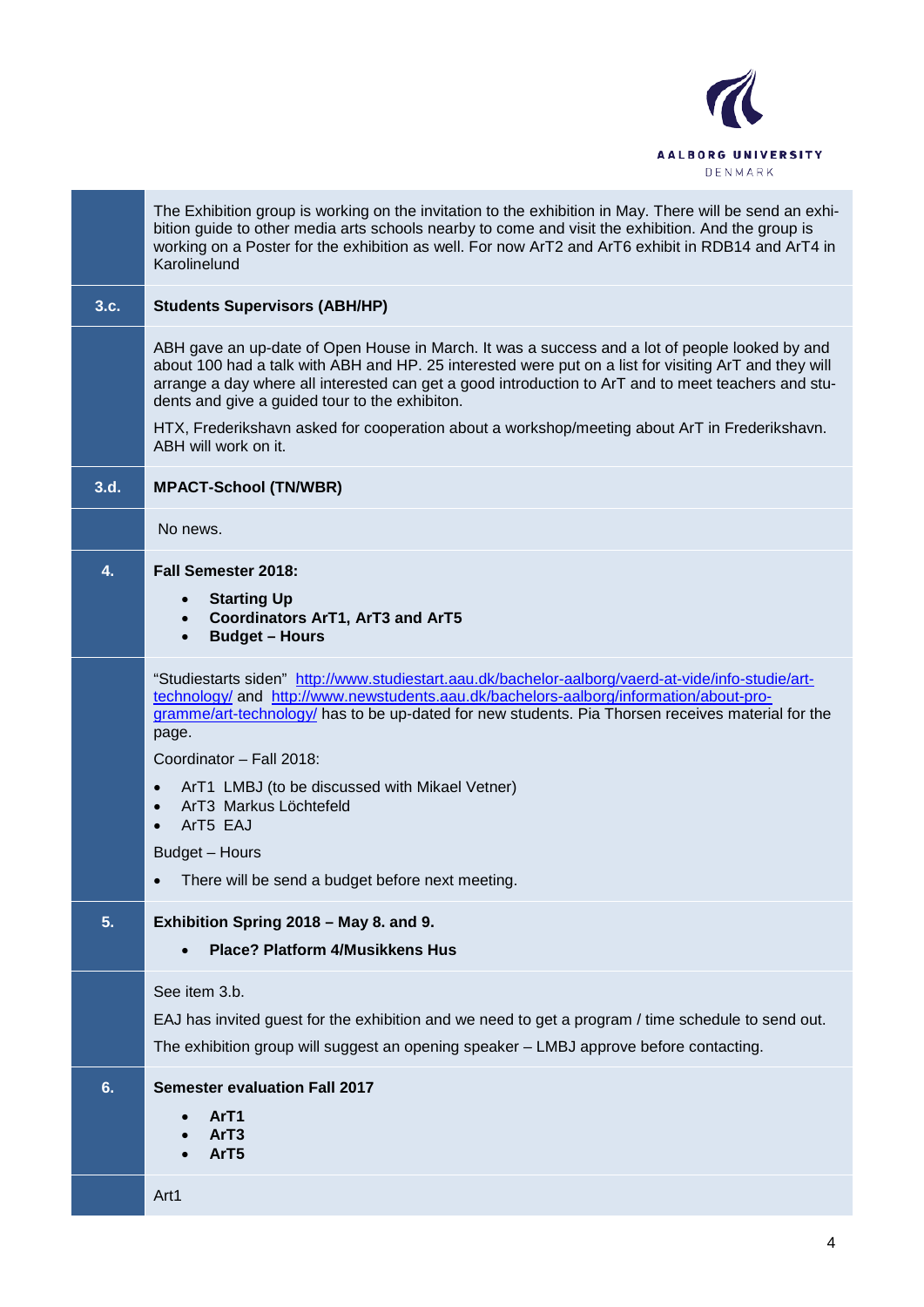The Exhibition group is working on the invitation to the exhibition in May. There will be send an exhibition guide to other media arts schools nearby to come and visit the exhibition. And the group is working on a Poster for the exhibition as well. For now ArT2 and ArT6 exhibit in RDB14 and ArT4 in Karolinelund

## 3.c. Students Supervisors (ABH/HP)

ABH gave an up-date of Open House in March. It was a success and a lot of people looked by and about 100 had a talk with ABH and HP. 25 interested were put on a list for visiting ArT and they will arrange a day where all interested can get a good introduction to ArT and to meet teachers and students and give a guided tour to the exhibiton.

HTX, Frederikshavn asked for cooperation about a workshop/meeting about ArT in Frederikshavn. ABH will work on it.

## 3.d. MPACT-School (TN/WBR)

No news.

## 4. Fall Semester 2018:

- **Starting Up**
- **Coordinators ArT1, ArT3 and ArT5**
- **Budget – Hours**

"Studiestarts siden" http://www.studiestart.aau.dk/bachelor-aalborg/vaerd-at-vide/info-studie/art-technology/ and http://www.newstudents.aau.dk/bachelors-aalborg/information/about-programme/art-technology/ has to be up-dated for new students. Pia Thorsen receives material for the page.

Coordinator – Fall 2018:

- ArT1 LMBJ (to be discussed with Mikael Vetner)
- ArT3 Markus Löchtefeld
- ArT5 EAJ

Budget – Hours

- There will be send a budget before next meeting.

## 5. Exhibition Spring 2018 – May 8. and 9.

- **Place? Platform 4/Musikkens Hus**

See item 3.b.

EAJ has invited guest for the exhibition and we need to get a program / time schedule to send out.

The exhibition group will suggest an opening speaker – LMBJ approve before contacting.

## 6. Semester evaluation Fall 2017

- **ArT1**
- **ArT3**
- **ArT5**

Art1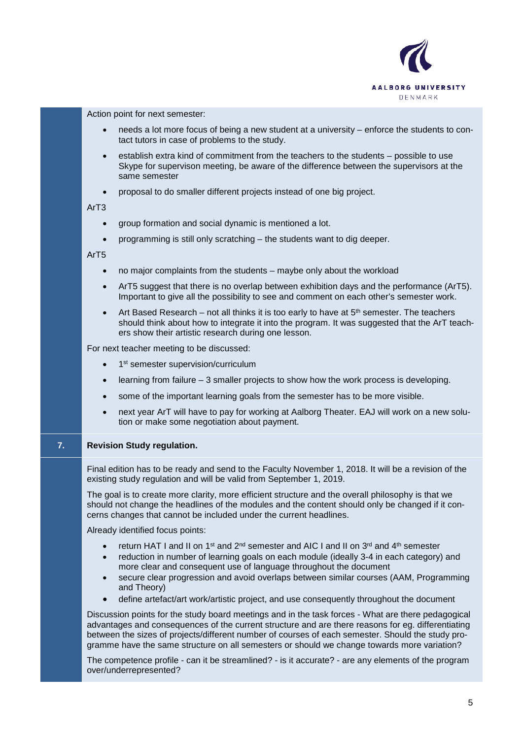Action point for next semester:

- needs a lot more focus of being a new student at a university – enforce the students to contact tutors in case of problems to the study.
- establish extra kind of commitment from the teachers to the students – possible to use Skype for supervison meeting, be aware of the difference between the supervisors at the same semester
- proposal to do smaller different projects instead of one big project.

ArT3

- group formation and social dynamic is mentioned a lot.
- programming is still only scratching – the students want to dig deeper.

ArT5

- no major complaints from the students – maybe only about the workload
- ArT5 suggest that there is no overlap between exhibition days and the performance (ArT5). Important to give all the possibility to see and comment on each other's semester work.
- Art Based Research – not all thinks it is too early to have at 5th semester. The teachers should think about how to integrate it into the program. It was suggested that the ArT teachers show their artistic research during one lesson.

For next teacher meeting to be discussed:

- 1st semester supervision/curriculum
- learning from failure – 3 smaller projects to show how the work process is developing.
- some of the important learning goals from the semester has to be more visible.
- next year ArT will have to pay for working at Aalborg Theater. EAJ will work on a new solution or make some negotiation about payment.

## 7. Revision Study regulation.

Final edition has to be ready and send to the Faculty November 1, 2018. It will be a revision of the existing study regulation and will be valid from September 1, 2019.

The goal is to create more clarity, more efficient structure and the overall philosophy is that we should not change the headlines of the modules and the content should only be changed if it concerns changes that cannot be included under the current headlines.

Already identified focus points:

- return HAT I and II on 1st and 2nd semester and AIC I and II on 3rd and 4th semester
- reduction in number of learning goals on each module (ideally 3-4 in each category) and more clear and consequent use of language throughout the document
- secure clear progression and avoid overlaps between similar courses (AAM, Programming and Theory)
- define artefact/art work/artistic project, and use consequently throughout the document

Discussion points for the study board meetings and in the task forces - What are there pedagogical advantages and consequences of the current structure and are there reasons for eg. differentiating between the sizes of projects/different number of courses of each semester. Should the study programme have the same structure on all semesters or should we change towards more variation?

The competence profile - can it be streamlined? - is it accurate? - are any elements of the program over/underrepresented?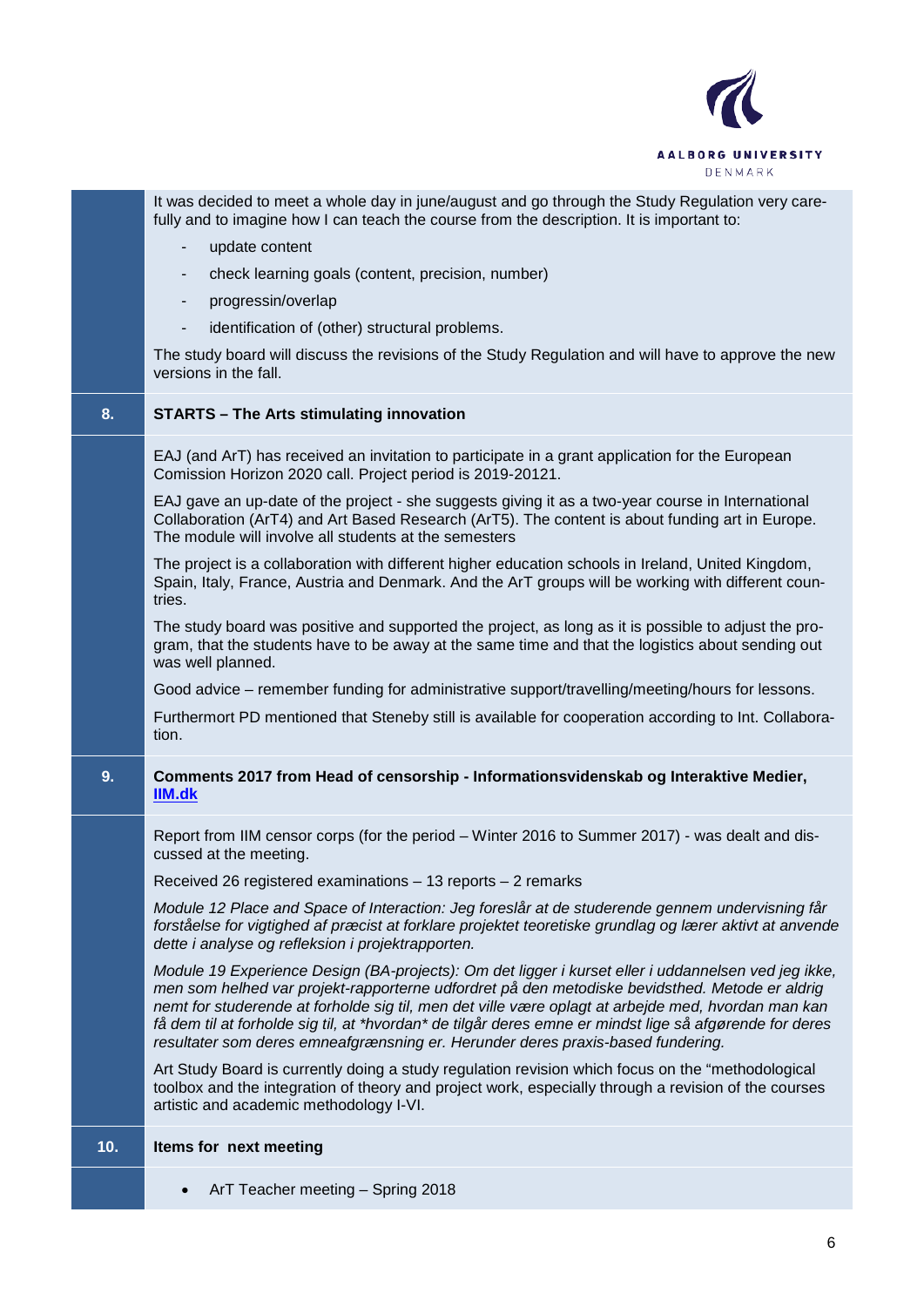It was decided to meet a whole day in june/august and go through the Study Regulation very carefully and to imagine how I can teach the course from the description. It is important to:

- update content
- check learning goals (content, precision, number)
- progressin/overlap
- identification of (other) structural problems.

The study board will discuss the revisions of the Study Regulation and will have to approve the new versions in the fall.

## 8. STARTS – The Arts stimulating innovation

EAJ (and ArT) has received an invitation to participate in a grant application for the European Comission Horizon 2020 call. Project period is 2019-20121.

EAJ gave an up-date of the project - she suggests giving it as a two-year course in International Collaboration (ArT4) and Art Based Research (ArT5). The content is about funding art in Europe. The module will involve all students at the semesters

The project is a collaboration with different higher education schools in Ireland, United Kingdom, Spain, Italy, France, Austria and Denmark. And the ArT groups will be working with different countries.

The study board was positive and supported the project, as long as it is possible to adjust the program, that the students have to be away at the same time and that the logistics about sending out was well planned.

Good advice – remember funding for administrative support/travelling/meeting/hours for lessons.

Furthermort PD mentioned that Steneby still is available for cooperation according to Int. Collaboration.

## 9. Comments 2017 from Head of censorship - Informationsvidenskab og Interaktive Medier, IIM.dk

Report from IIM censor corps (for the period – Winter 2016 to Summer 2017) - was dealt and discussed at the meeting.

Received 26 registered examinations – 13 reports – 2 remarks

*Module 12 Place and Space of Interaction: Jeg foreslår at de studerende gennem undervisning får forståelse for vigtighed af præcist at forklare projektet teoretiske grundlag og lærer aktivt at anvende dette i analyse og refleksion i projektrapporten.*

*Module 19 Experience Design (BA-projects): Om det ligger i kurset eller i uddannelsen ved jeg ikke, men som helhed var projekt-rapporterne udfordret på den metodiske bevidsthed. Metode er aldrig nemt for studerende at forholde sig til, men det ville være oplagt at arbejde med, hvordan man kan få dem til at forholde sig til, at *hvordan* de tilgår deres emne er mindst lige så afgørende for deres resultater som deres emneafgrænsning er. Herunder deres praxis-based fundering.*

Art Study Board is currently doing a study regulation revision which focus on the "methodological toolbox and the integration of theory and project work, especially through a revision of the courses artistic and academic methodology I-VI.

## 10. Items for next meeting

- ArT Teacher meeting – Spring 2018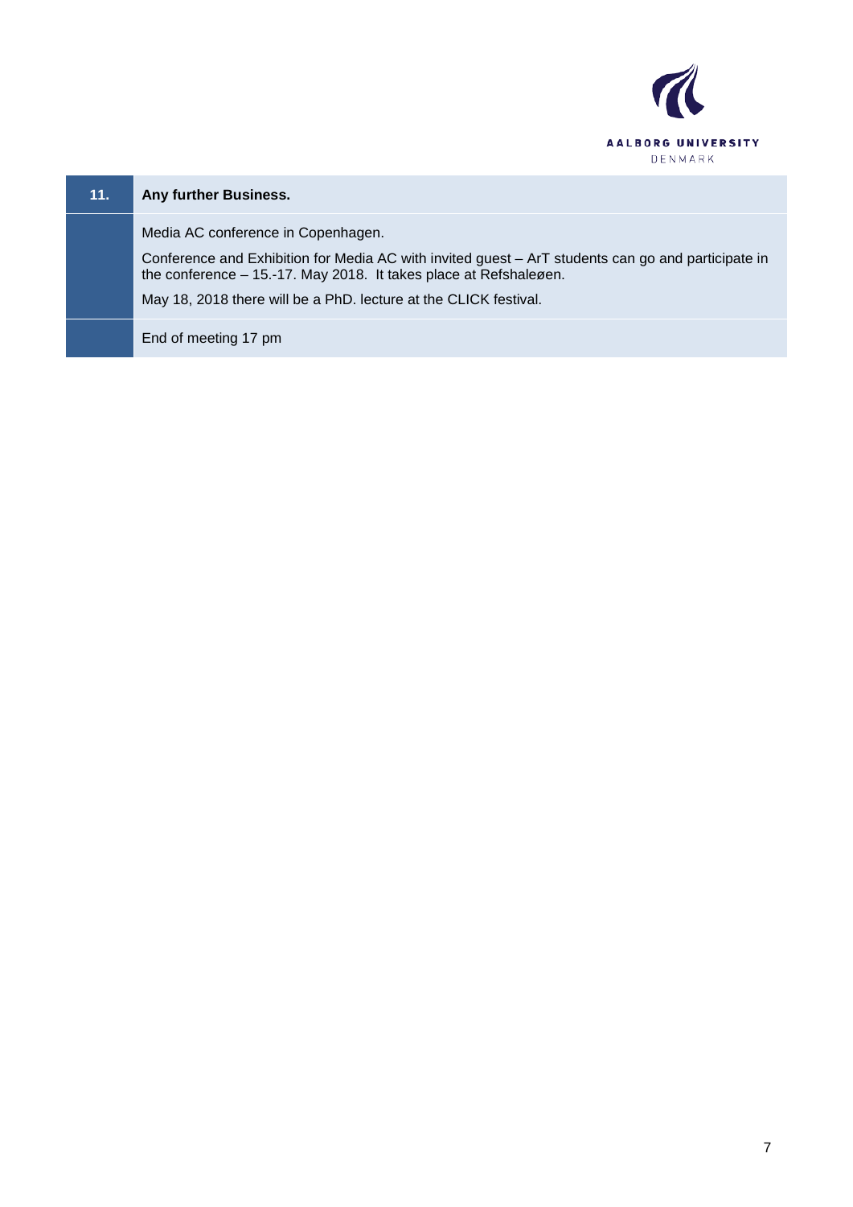| 11. | **Any further Business.** |
| --- | --- |
| | Media AC conference in Copenhagen.<br><br>Conference and Exhibition for Media AC with invited guest – ArT students can go and participate in the conference – 15.-17. May 2018. It takes place at Refshaleøen.<br><br>May 18, 2018 there will be a PhD. lecture at the CLICK festival. |
| | End of meeting 17 pm |